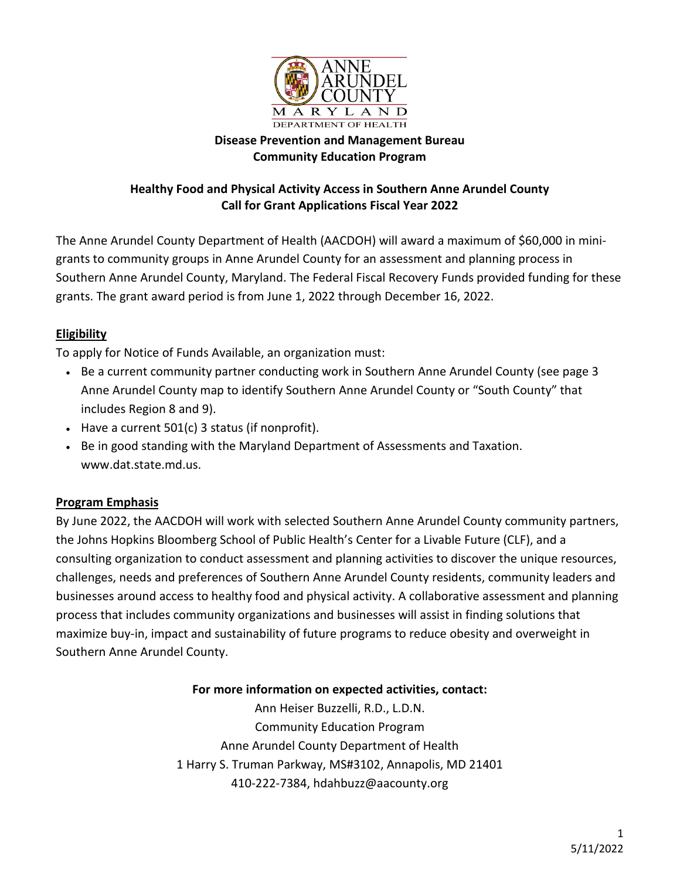**Disease Prevention and Management Bureau**
**Community Education Program**

## Healthy Food and Physical Activity Access in Southern Anne Arundel County
## Call for Grant Applications Fiscal Year 2022

The Anne Arundel County Department of Health (AACDOH) will award a maximum of $60,000 in mini-grants to community groups in Anne Arundel County for an assessment and planning process in Southern Anne Arundel County, Maryland. The Federal Fiscal Recovery Funds provided funding for these grants. The grant award period is from June 1, 2022 through December 16, 2022.

### Eligibility

To apply for Notice of Funds Available, an organization must:

- Be a current community partner conducting work in Southern Anne Arundel County (see page 3 Anne Arundel County map to identify Southern Anne Arundel County or "South County" that includes Region 8 and 9).
- Have a current 501(c) 3 status (if nonprofit).
- Be in good standing with the Maryland Department of Assessments and Taxation. www.dat.state.md.us.

### Program Emphasis

By June 2022, the AACDOH will work with selected Southern Anne Arundel County community partners, the Johns Hopkins Bloomberg School of Public Health's Center for a Livable Future (CLF), and a consulting organization to conduct assessment and planning activities to discover the unique resources, challenges, needs and preferences of Southern Anne Arundel County residents, community leaders and businesses around access to healthy food and physical activity. A collaborative assessment and planning process that includes community organizations and businesses will assist in finding solutions that maximize buy-in, impact and sustainability of future programs to reduce obesity and overweight in Southern Anne Arundel County.

**For more information on expected activities, contact:**

Ann Heiser Buzzelli, R.D., L.D.N.
Community Education Program
Anne Arundel County Department of Health
1 Harry S. Truman Parkway, MS#3102, Annapolis, MD 21401
410-222-7384, hdahbuzz@aacounty.org

5/11/2022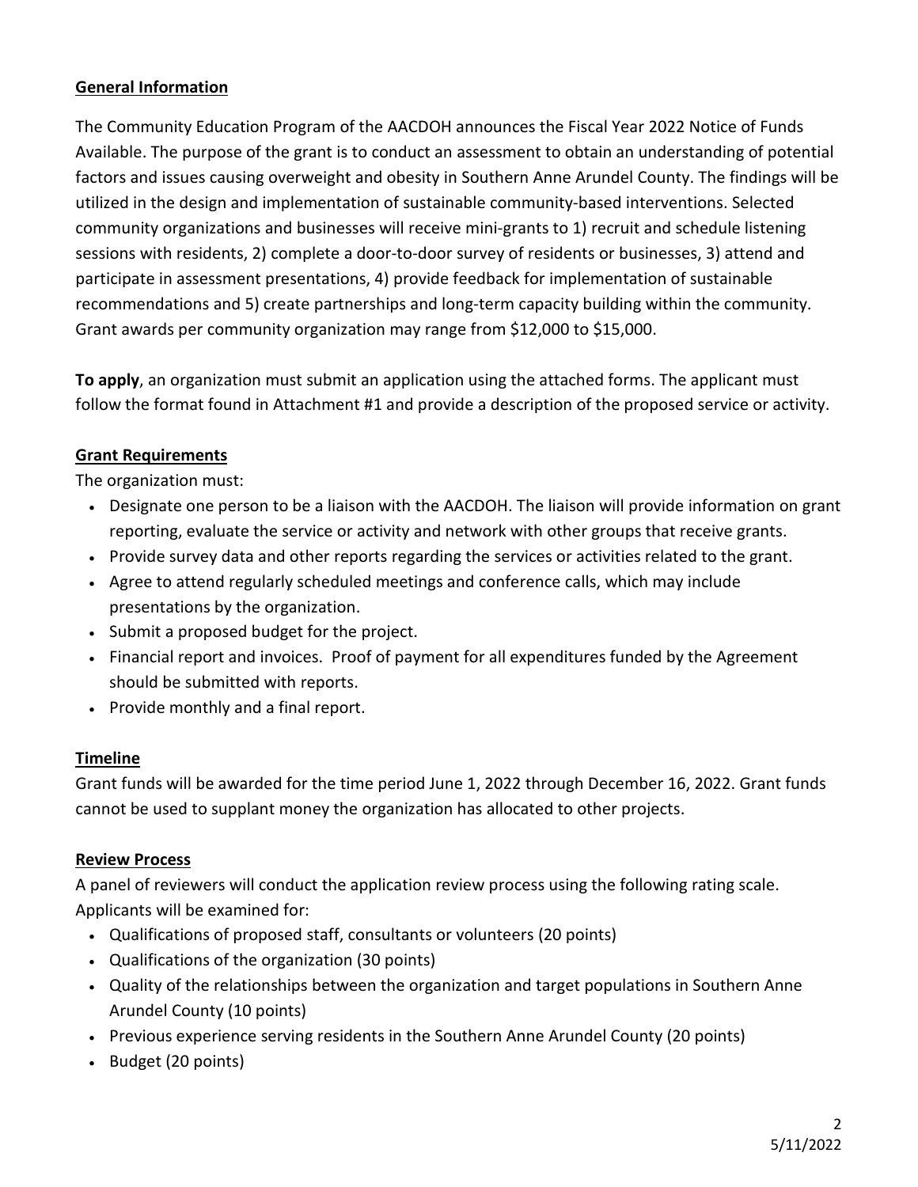**General Information**

The Community Education Program of the AACDOH announces the Fiscal Year 2022 Notice of Funds Available. The purpose of the grant is to conduct an assessment to obtain an understanding of potential factors and issues causing overweight and obesity in Southern Anne Arundel County. The findings will be utilized in the design and implementation of sustainable community-based interventions. Selected community organizations and businesses will receive mini-grants to 1) recruit and schedule listening sessions with residents, 2) complete a door-to-door survey of residents or businesses, 3) attend and participate in assessment presentations, 4) provide feedback for implementation of sustainable recommendations and 5) create partnerships and long-term capacity building within the community. Grant awards per community organization may range from $12,000 to $15,000.

**To apply**, an organization must submit an application using the attached forms. The applicant must follow the format found in Attachment #1 and provide a description of the proposed service or activity.

**Grant Requirements**

The organization must:

- Designate one person to be a liaison with the AACDOH. The liaison will provide information on grant reporting, evaluate the service or activity and network with other groups that receive grants.
- Provide survey data and other reports regarding the services or activities related to the grant.
- Agree to attend regularly scheduled meetings and conference calls, which may include presentations by the organization.
- Submit a proposed budget for the project.
- Financial report and invoices. Proof of payment for all expenditures funded by the Agreement should be submitted with reports.
- Provide monthly and a final report.

**Timeline**

Grant funds will be awarded for the time period June 1, 2022 through December 16, 2022. Grant funds cannot be used to supplant money the organization has allocated to other projects.

**Review Process**

A panel of reviewers will conduct the application review process using the following rating scale. Applicants will be examined for:

- Qualifications of proposed staff, consultants or volunteers (20 points)
- Qualifications of the organization (30 points)
- Quality of the relationships between the organization and target populations in Southern Anne Arundel County (10 points)
- Previous experience serving residents in the Southern Anne Arundel County (20 points)
- Budget (20 points)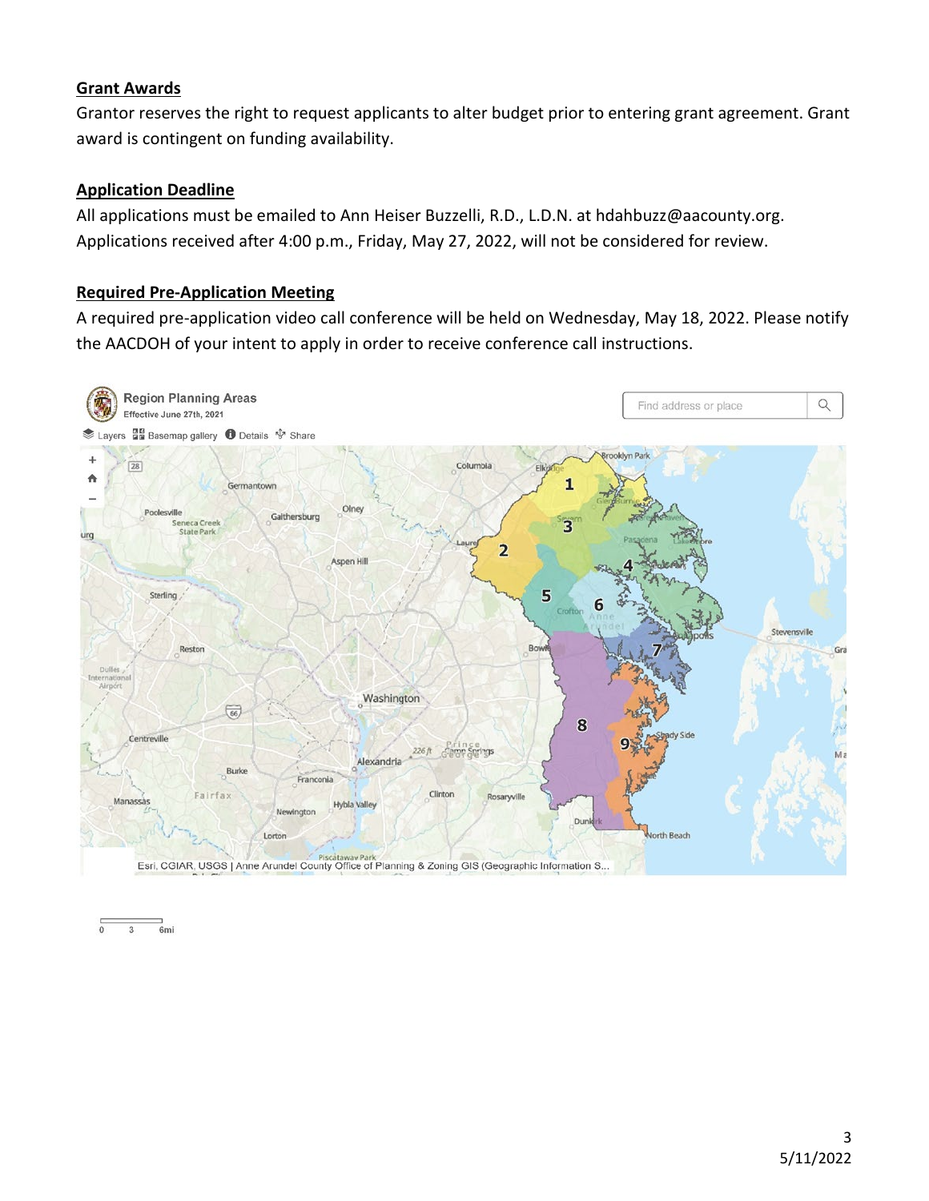## Grant Awards

Grantor reserves the right to request applicants to alter budget prior to entering grant agreement. Grant award is contingent on funding availability.

## Application Deadline

All applications must be emailed to Ann Heiser Buzzelli, R.D., L.D.N. at hdahbuzz@aacounty.org. Applications received after 4:00 p.m., Friday, May 27, 2022, will not be considered for review.

## Required Pre-Application Meeting

A required pre-application video call conference will be held on Wednesday, May 18, 2022. Please notify the AACDOH of your intent to apply in order to receive conference call instructions.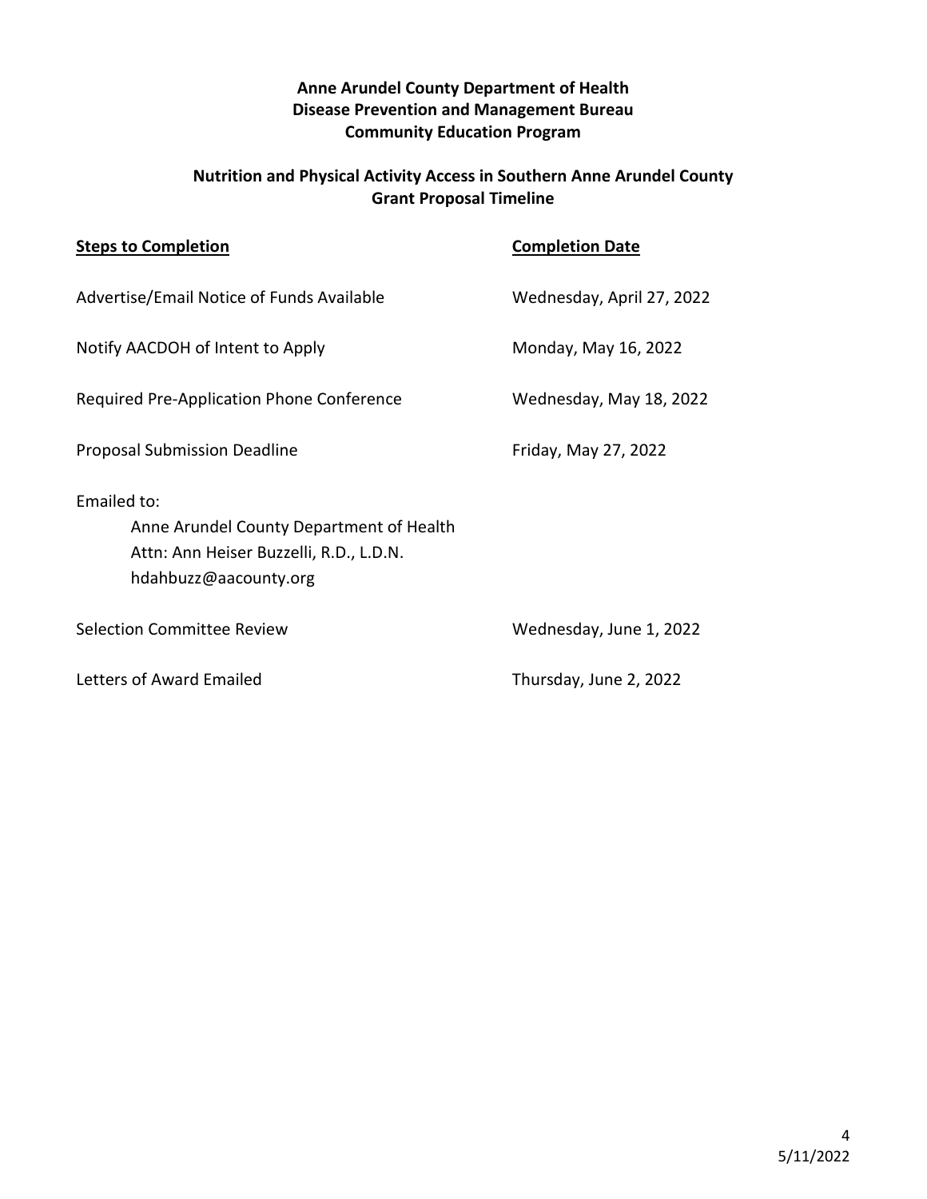**Anne Arundel County Department of Health**
**Disease Prevention and Management Bureau**
**Community Education Program**

## Nutrition and Physical Activity Access in Southern Anne Arundel County
## Grant Proposal Timeline

| **Steps to Completion** | **Completion Date** |
|---|---|
| Advertise/Email Notice of Funds Available | Wednesday, April 27, 2022 |
| Notify AACDOH of Intent to Apply | Monday, May 16, 2022 |
| Required Pre-Application Phone Conference | Wednesday, May 18, 2022 |
| Proposal Submission Deadline | Friday, May 27, 2022 |

Emailed to:

Anne Arundel County Department of Health
Attn: Ann Heiser Buzzelli, R.D., L.D.N.
hdahbuzz@aacounty.org

| | |
|---|---|
| Selection Committee Review | Wednesday, June 1, 2022 |
| Letters of Award Emailed | Thursday, June 2, 2022 |

5/11/2022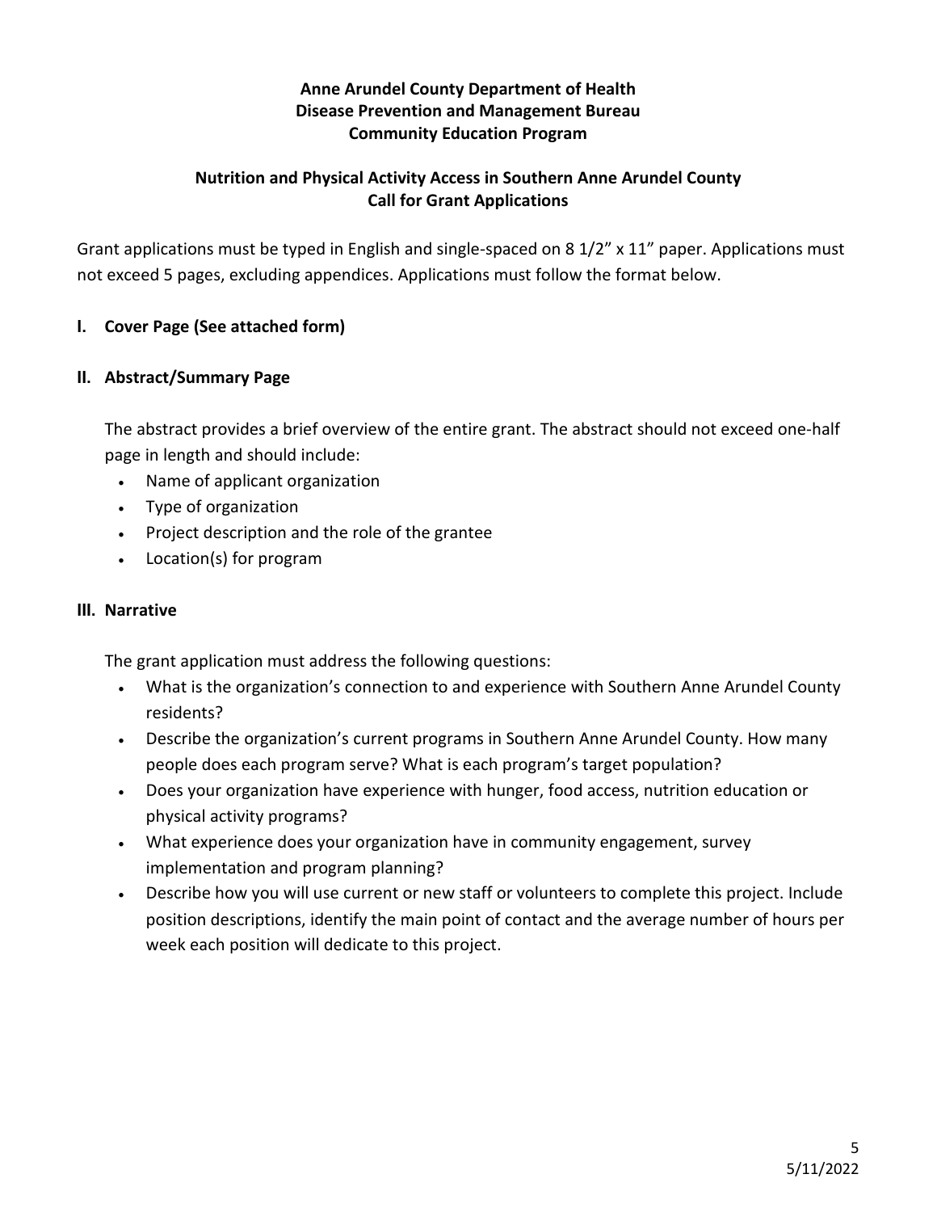**Anne Arundel County Department of Health**
**Disease Prevention and Management Bureau**
**Community Education Program**

## Nutrition and Physical Activity Access in Southern Anne Arundel County
## Call for Grant Applications

Grant applications must be typed in English and single-spaced on 8 1/2" x 11" paper. Applications must not exceed 5 pages, excluding appendices. Applications must follow the format below.

### I. Cover Page (See attached form)

### II. Abstract/Summary Page

The abstract provides a brief overview of the entire grant. The abstract should not exceed one-half page in length and should include:

- Name of applicant organization
- Type of organization
- Project description and the role of the grantee
- Location(s) for program

### III. Narrative

The grant application must address the following questions:

- What is the organization's connection to and experience with Southern Anne Arundel County residents?
- Describe the organization's current programs in Southern Anne Arundel County. How many people does each program serve? What is each program's target population?
- Does your organization have experience with hunger, food access, nutrition education or physical activity programs?
- What experience does your organization have in community engagement, survey implementation and program planning?
- Describe how you will use current or new staff or volunteers to complete this project. Include position descriptions, identify the main point of contact and the average number of hours per week each position will dedicate to this project.

5/11/2022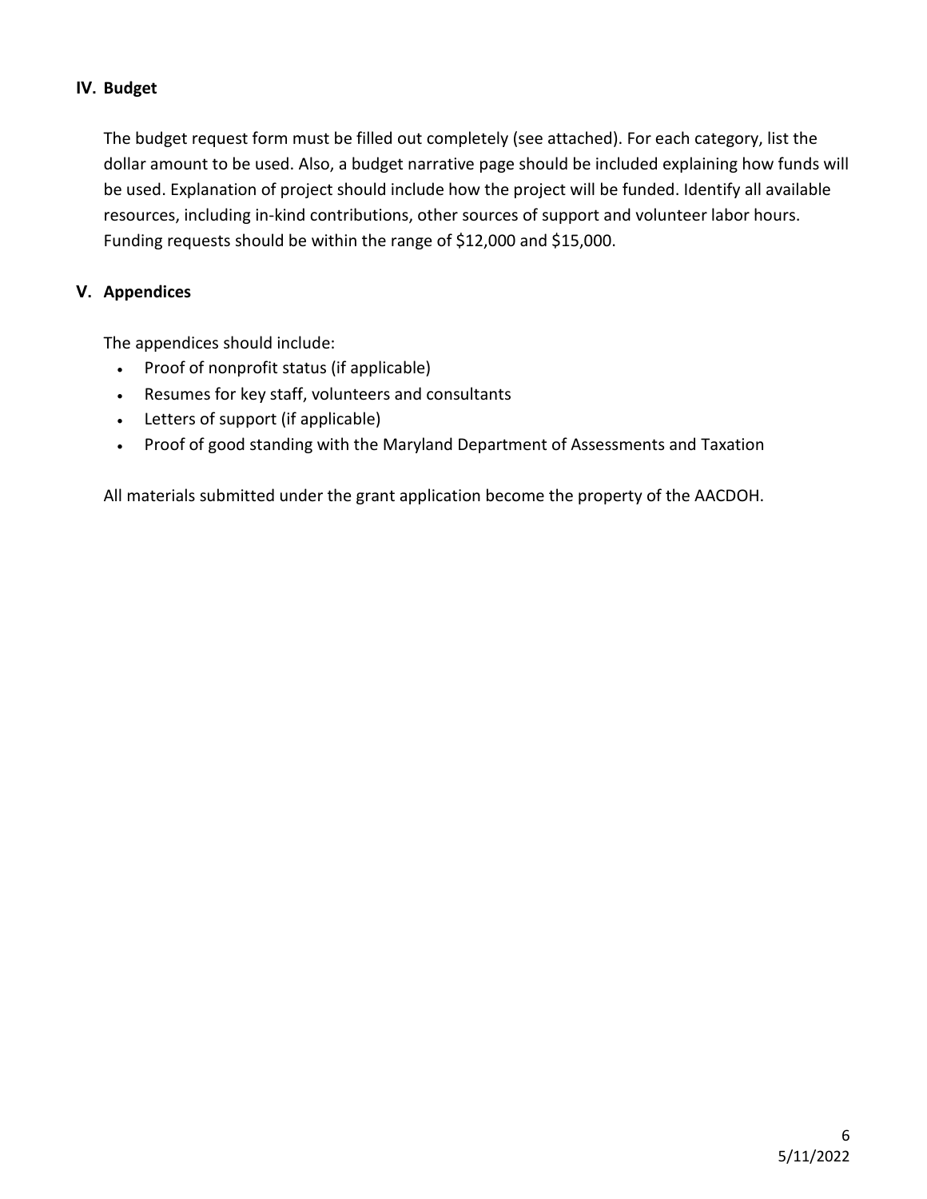## IV. Budget

The budget request form must be filled out completely (see attached). For each category, list the dollar amount to be used. Also, a budget narrative page should be included explaining how funds will be used. Explanation of project should include how the project will be funded. Identify all available resources, including in-kind contributions, other sources of support and volunteer labor hours. Funding requests should be within the range of $12,000 and $15,000.

## V. Appendices

The appendices should include:

- Proof of nonprofit status (if applicable)
- Resumes for key staff, volunteers and consultants
- Letters of support (if applicable)
- Proof of good standing with the Maryland Department of Assessments and Taxation

All materials submitted under the grant application become the property of the AACDOH.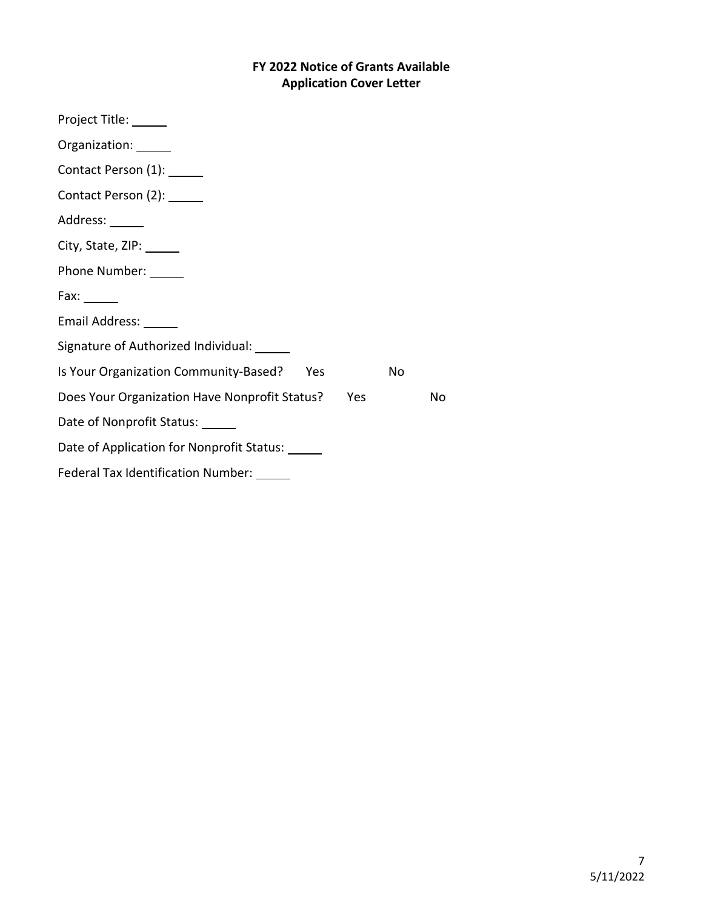**FY 2022 Notice of Grants Available**
**Application Cover Letter**

Project Title: ______

Organization: ______

Contact Person (1): ______

Contact Person (2): ______

Address: ______

City, State, ZIP: ______

Phone Number: ______

Fax: ______

Email Address: ______

Signature of Authorized Individual: ______

Is Your Organization Community-Based? Yes No

Does Your Organization Have Nonprofit Status? Yes No

Date of Nonprofit Status: ______

Date of Application for Nonprofit Status: ______

Federal Tax Identification Number: ______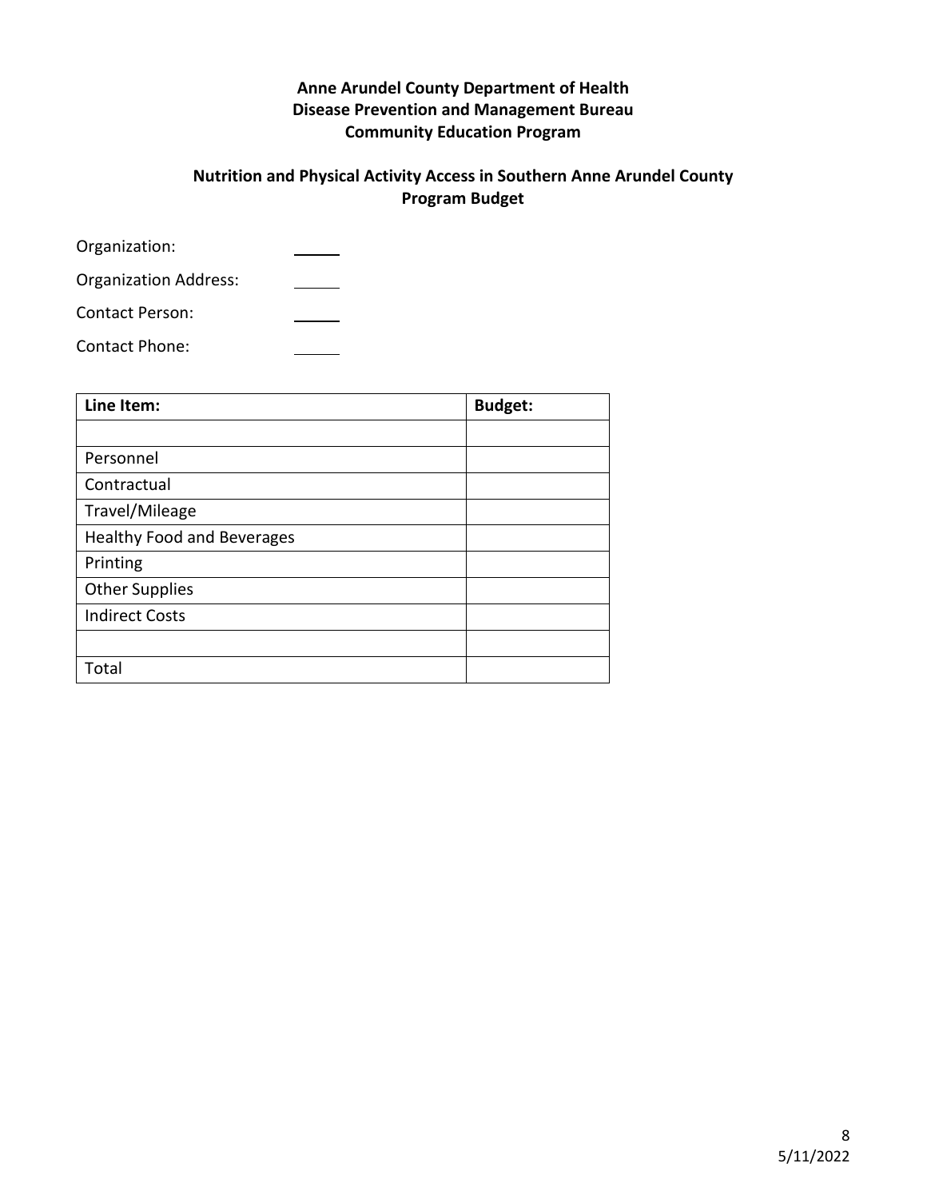**Anne Arundel County Department of Health**
**Disease Prevention and Management Bureau**
**Community Education Program**

**Nutrition and Physical Activity Access in Southern Anne Arundel County**
**Program Budget**

Organization: \_\_\_\_\_

Organization Address: \_\_\_\_\_

Contact Person: \_\_\_\_\_

Contact Phone: \_\_\_\_\_

| **Line Item:** | **Budget:** |
| --- | --- |
| | |
| Personnel | |
| Contractual | |
| Travel/Mileage | |
| Healthy Food and Beverages | |
| Printing | |
| Other Supplies | |
| Indirect Costs | |
| | |
| Total | |

5/11/2022